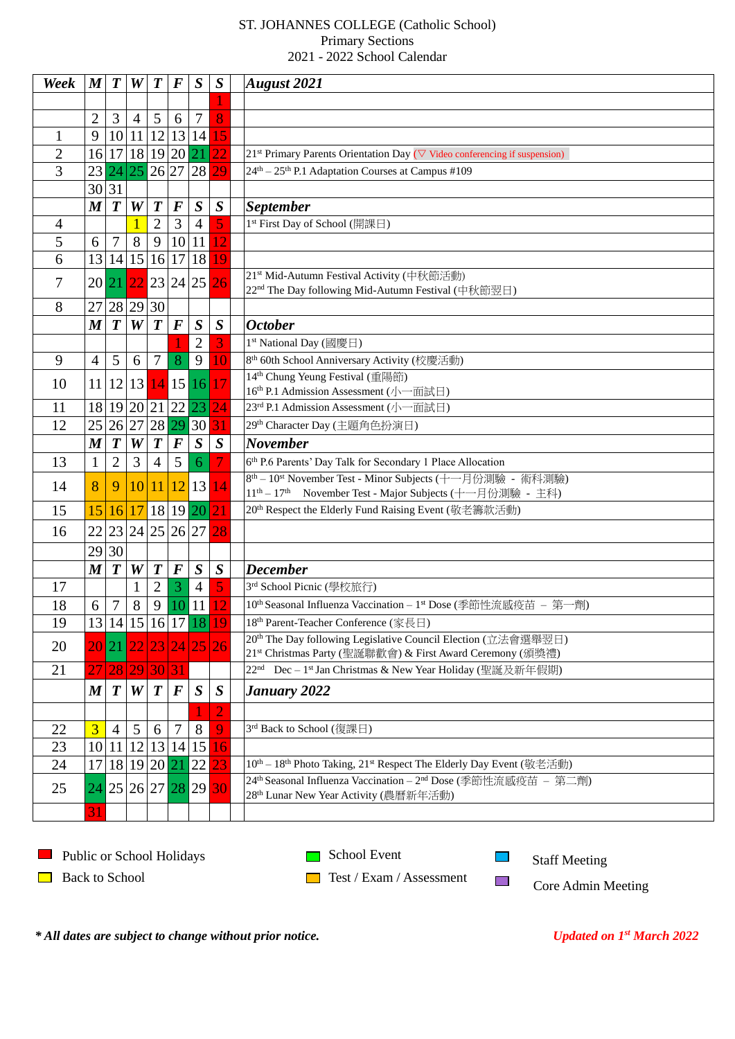ST. JOHANNES COLLEGE (Catholic School)
Primary Sections
2021 - 2022 School Calendar

| ***Week*** | ***M*** | ***T*** | ***W*** | ***T*** | ***F*** | ***S*** | ***S*** | | ***August 2021*** |
|---|---|---|---|---|---|---|---|---|---|
| | | | | | | | 1 | | |
| | 2 | 3 | 4 | 5 | 6 | 7 | 8 | | |
| 1 | 9 | 10 | 11 | 12 | 13 | 14 | 15 | | |
| 2 | 16 | 17 | 18 | 19 | 20 | 21 | 22 | | 21st Primary Parents Orientation Day (▽ Video conferencing if suspension) |
| 3 | 23 | 24 | 25 | 26 | 27 | 28 | 29 | | 24th – 25th P.1 Adaptation Courses at Campus #109 |
| | 30 | 31 | | | | | | | |
| | ***M*** | ***T*** | ***W*** | ***T*** | ***F*** | ***S*** | ***S*** | | ***September*** |
| 4 | | | 1 | 2 | 3 | 4 | 5 | | 1st First Day of School (開課日) |
| 5 | 6 | 7 | 8 | 9 | 10 | 11 | 12 | | |
| 6 | 13 | 14 | 15 | 16 | 17 | 18 | 19 | | |
| 7 | 20 | 21 | 22 | 23 | 24 | 25 | 26 | | 21st Mid-Autumn Festival Activity (中秋節活動)<br>22nd The Day following Mid-Autumn Festival (中秋節翌日) |
| 8 | 27 | 28 | 29 | 30 | | | | | |
| | ***M*** | ***T*** | ***W*** | ***T*** | ***F*** | ***S*** | ***S*** | | ***October*** |
| | | | | | 1 | 2 | 3 | | 1st National Day (國慶日) |
| 9 | 4 | 5 | 6 | 7 | 8 | 9 | 10 | | 8th 60th School Anniversary Activity (校慶活動) |
| 10 | 11 | 12 | 13 | 14 | 15 | 16 | 17 | | 14th Chung Yeung Festival (重陽節)<br>16th P.1 Admission Assessment (小一面試日) |
| 11 | 18 | 19 | 20 | 21 | 22 | 23 | 24 | | 23rd P.1 Admission Assessment (小一面試日) |
| 12 | 25 | 26 | 27 | 28 | 29 | 30 | 31 | | 29th Character Day (主題角色扮演日) |
| | ***M*** | ***T*** | ***W*** | ***T*** | ***F*** | ***S*** | ***S*** | | ***November*** |
| 13 | 1 | 2 | 3 | 4 | 5 | 6 | 7 | | 6th P.6 Parents' Day Talk for Secondary 1 Place Allocation |
| 14 | 8 | 9 | 10 | 11 | 12 | 13 | 14 | | 8th – 10st November Test - Minor Subjects (十一月份測驗 - 術科測驗)<br>11th – 17th November Test - Major Subjects (十一月份測驗 - 主科) |
| 15 | 15 | 16 | 17 | 18 | 19 | 20 | 21 | | 20th Respect the Elderly Fund Raising Event (敬老籌款活動) |
| 16 | 22 | 23 | 24 | 25 | 26 | 27 | 28 | | |
| | 29 | 30 | | | | | | | |
| | ***M*** | ***T*** | ***W*** | ***T*** | ***F*** | ***S*** | ***S*** | | ***December*** |
| 17 | | | 1 | 2 | 3 | 4 | 5 | | 3rd School Picnic (學校旅行) |
| 18 | 6 | 7 | 8 | 9 | 10 | 11 | 12 | | 10th Seasonal Influenza Vaccination – 1st Dose (季節性流感疫苗 – 第一劑) |
| 19 | 13 | 14 | 15 | 16 | 17 | 18 | 19 | | 18th Parent-Teacher Conference (家長日) |
| 20 | 20 | 21 | 22 | 23 | 24 | 25 | 26 | | 20th The Day following Legislative Council Election (立法會選舉翌日)<br>21st Christmas Party (聖誕聯歡會) & First Award Ceremony (頒獎禮) |
| 21 | 27 | 28 | 29 | 30 | 31 | | | | 22nd Dec – 1st Jan Christmas & New Year Holiday (聖誕及新年假期) |
| | ***M*** | ***T*** | ***W*** | ***T*** | ***F*** | ***S*** | ***S*** | | ***January 2022*** |
| | | | | | | 1 | 2 | | |
| 22 | 3 | 4 | 5 | 6 | 7 | 8 | 9 | | 3rd Back to School (復課日) |
| 23 | 10 | 11 | 12 | 13 | 14 | 15 | 16 | | |
| 24 | 17 | 18 | 19 | 20 | 21 | 22 | 23 | | 10th – 18th Photo Taking, 21st Respect The Elderly Day Event (敬老活動) |
| 25 | 24 | 25 | 26 | 27 | 28 | 29 | 30 | | 24th Seasonal Influenza Vaccination – 2nd Dose (季節性流感疫苗 – 第二劑)<br>28th Lunar New Year Activity (農曆新年活動) |
| | 31 | | | | | | | | |

Legend:
- Red: Public or School Holidays
- Yellow: Back to School
- Green: School Event
- Orange: Test / Exam / Assessment
- Blue: Staff Meeting
- Purple: Core Admin Meeting

*** All dates are subject to change without prior notice.***

***Updated on 1st March 2022***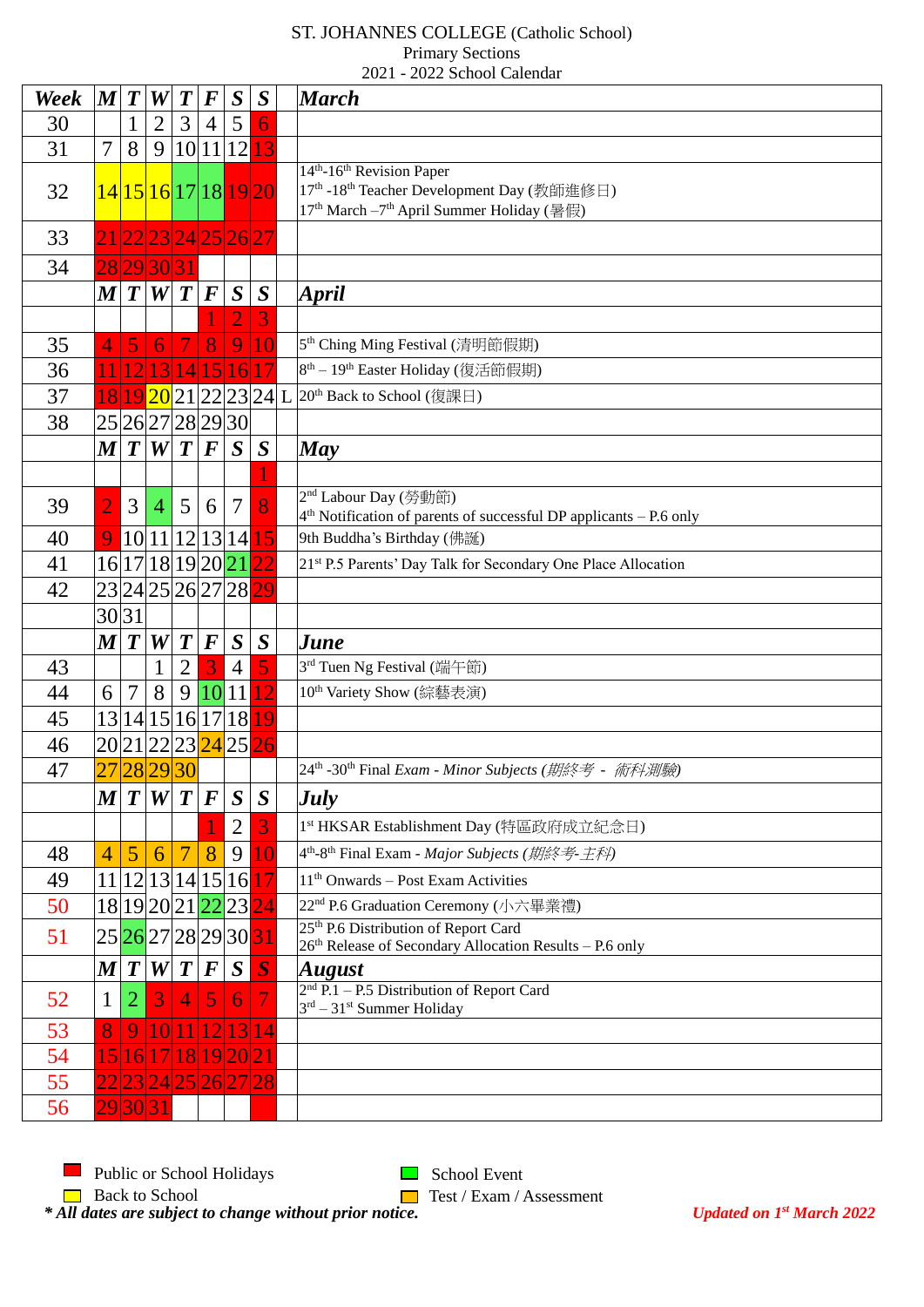ST. JOHANNES COLLEGE (Catholic School)
Primary Sections
2021 - 2022 School Calendar

| Week | M | T | W | T | F | S | S | | March |
|---|---|---|---|---|---|---|---|---|---|
| 30 | | 1 | 2 | 3 | 4 | 5 | 6 | | |
| 31 | 7 | 8 | 9 | 10 | 11 | 12 | 13 | | |
| 32 | 14 | 15 | 16 | 17 | 18 | 19 | 20 | | 14th-16th Revision Paper<br>17th -18th Teacher Development Day (教師進修日)<br>17th March –7th April Summer Holiday (暑假) |
| 33 | 21 | 22 | 23 | 24 | 25 | 26 | 27 | | |
| 34 | 28 | 29 | 30 | 31 | | | | | |
| | **M** | **T** | **W** | **T** | **F** | **S** | **S** | | **April** |
| | | | | | 1 | 2 | 3 | | |
| 35 | 4 | 5 | 6 | 7 | 8 | 9 | 10 | | 5th Ching Ming Festival (清明節假期) |
| 36 | 11 | 12 | 13 | 14 | 15 | 16 | 17 | | 8th – 19th Easter Holiday (復活節假期) |
| 37 | 18 | 19 | 20 | 21 | 22 | 23 | 24 | L | 20th Back to School (復課日) |
| 38 | 25 | 26 | 27 | 28 | 29 | 30 | | | |
| | **M** | **T** | **W** | **T** | **F** | **S** | **S** | | **May** |
| | | | | | | | 1 | | |
| 39 | 2 | 3 | 4 | 5 | 6 | 7 | 8 | | 2nd Labour Day (勞動節)<br>4th Notification of parents of successful DP applicants – P.6 only |
| 40 | 9 | 10 | 11 | 12 | 13 | 14 | 15 | | 9th Buddha's Birthday (佛誕) |
| 41 | 16 | 17 | 18 | 19 | 20 | 21 | 22 | | 21st P.5 Parents' Day Talk for Secondary One Place Allocation |
| 42 | 23 | 24 | 25 | 26 | 27 | 28 | 29 | | |
| | 30 | 31 | | | | | | | |
| | **M** | **T** | **W** | **T** | **F** | **S** | **S** | | **June** |
| 43 | | | 1 | 2 | 3 | 4 | 5 | | 3rd Tuen Ng Festival (端午節) |
| 44 | 6 | 7 | 8 | 9 | 10 | 11 | 12 | | 10th Variety Show (綜藝表演) |
| 45 | 13 | 14 | 15 | 16 | 17 | 18 | 19 | | |
| 46 | 20 | 21 | 22 | 23 | 24 | 25 | 26 | | |
| 47 | 27 | 28 | 29 | 30 | | | | | 24th -30th Final *Exam - Minor Subjects (期終考 - 術科測驗)* |
| | **M** | **T** | **W** | **T** | **F** | **S** | **S** | | **July** |
| | | | | | 1 | 2 | 3 | | 1st HKSAR Establishment Day (特區政府成立紀念日) |
| 48 | 4 | 5 | 6 | 7 | 8 | 9 | 10 | | 4th-8th Final Exam - *Major Subjects (期終考-主科)* |
| 49 | 11 | 12 | 13 | 14 | 15 | 16 | 17 | | 11th Onwards – Post Exam Activities |
| 50 | 18 | 19 | 20 | 21 | 22 | 23 | 24 | | 22nd P.6 Graduation Ceremony (小六畢業禮) |
| 51 | 25 | 26 | 27 | 28 | 29 | 30 | 31 | | 25th P.6 Distribution of Report Card<br>26th Release of Secondary Allocation Results – P.6 only |
| | **M** | **T** | **W** | **T** | **F** | **S** | **S** | | **August** |
| 52 | 1 | 2 | 3 | 4 | 5 | 6 | 7 | | 2nd P.1 – P.5 Distribution of Report Card<br>3rd – 31st Summer Holiday |
| 53 | 8 | 9 | 10 | 11 | 12 | 13 | 14 | | |
| 54 | 15 | 16 | 17 | 18 | 19 | 20 | 21 | | |
| 55 | 22 | 23 | 24 | 25 | 26 | 27 | 28 | | |
| 56 | 29 | 30 | 31 | | | | | | |

Public or School Holidays
Back to School
School Event
Test / Exam / Assessment

***All dates are subject to change without prior notice.***

*Updated on 1st March 2022*